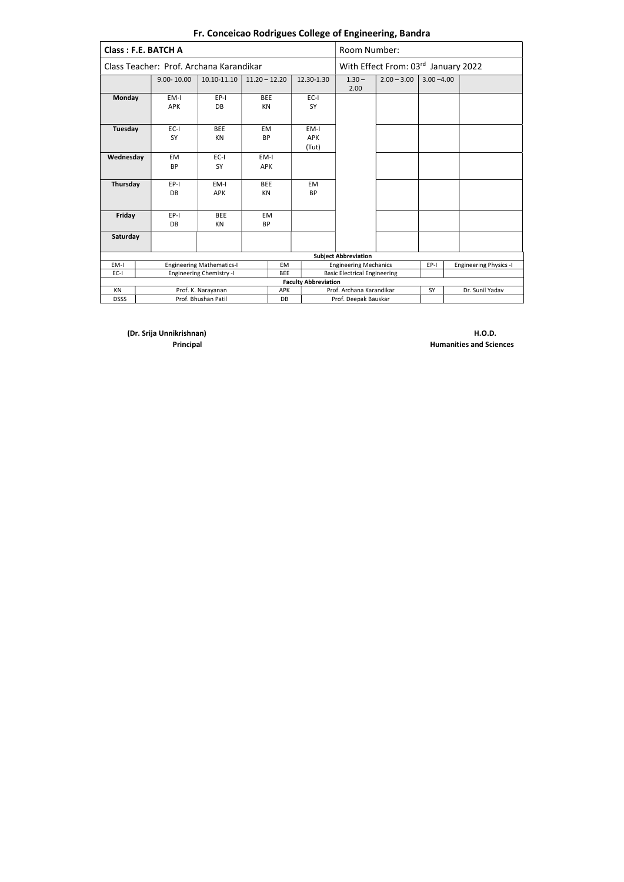# Fr. Conceicao Rodrigues College of Engineering, Bandra

| Class : F.E. BATCH A | | | | | Room Number: | | | |
|---|---|---|---|---|---|---|---|---|
| Class Teacher: Prof. Archana Karandikar | | | | | With Effect From: 03rd January 2022 | | | |
| | 9.00- 10.00 | 10.10-11.10 | 11.20 – 12.20 | 12.30-1.30 | 1.30 – 2.00 | 2.00 – 3.00 | 3.00 –4.00 | |
| **Monday** | EM-I APK | EP-I DB | BEE KN | EC-I SY | | | | |
| **Tuesday** | EC-I SY | BEE KN | EM BP | EM-I APK (Tut) | | | | |
| **Wednesday** | EM BP | EC-I SY | EM-I APK | | | | | |
| **Thursday** | EP-I DB | EM-I APK | BEE KN | EM BP | | | | |
| **Friday** | EP-I DB | BEE KN | EM BP | | | | | |
| **Saturday** | | | | | | | | |

**Subject Abbreviation**

| | | | | | |
|---|---|---|---|---|---|
| EM-I | Engineering Mathematics-I | EM | Engineering Mechanics | EP-I | Engineering Physics -I |
| EC-I | Engineering Chemistry -I | BEE | Basic Electrical Engineering | | |

**Faculty Abbreviation**

| | | | | | |
|---|---|---|---|---|---|
| KN | Prof. K. Narayanan | APK | Prof. Archana Karandikar | SY | Dr. Sunil Yadav |
| DSSS | Prof. Bhushan Patil | DB | Prof. Deepak Bauskar | | |

**(Dr. Srija Unnikrishnan)**
**Principal**

**H.O.D.**
**Humanities and Sciences**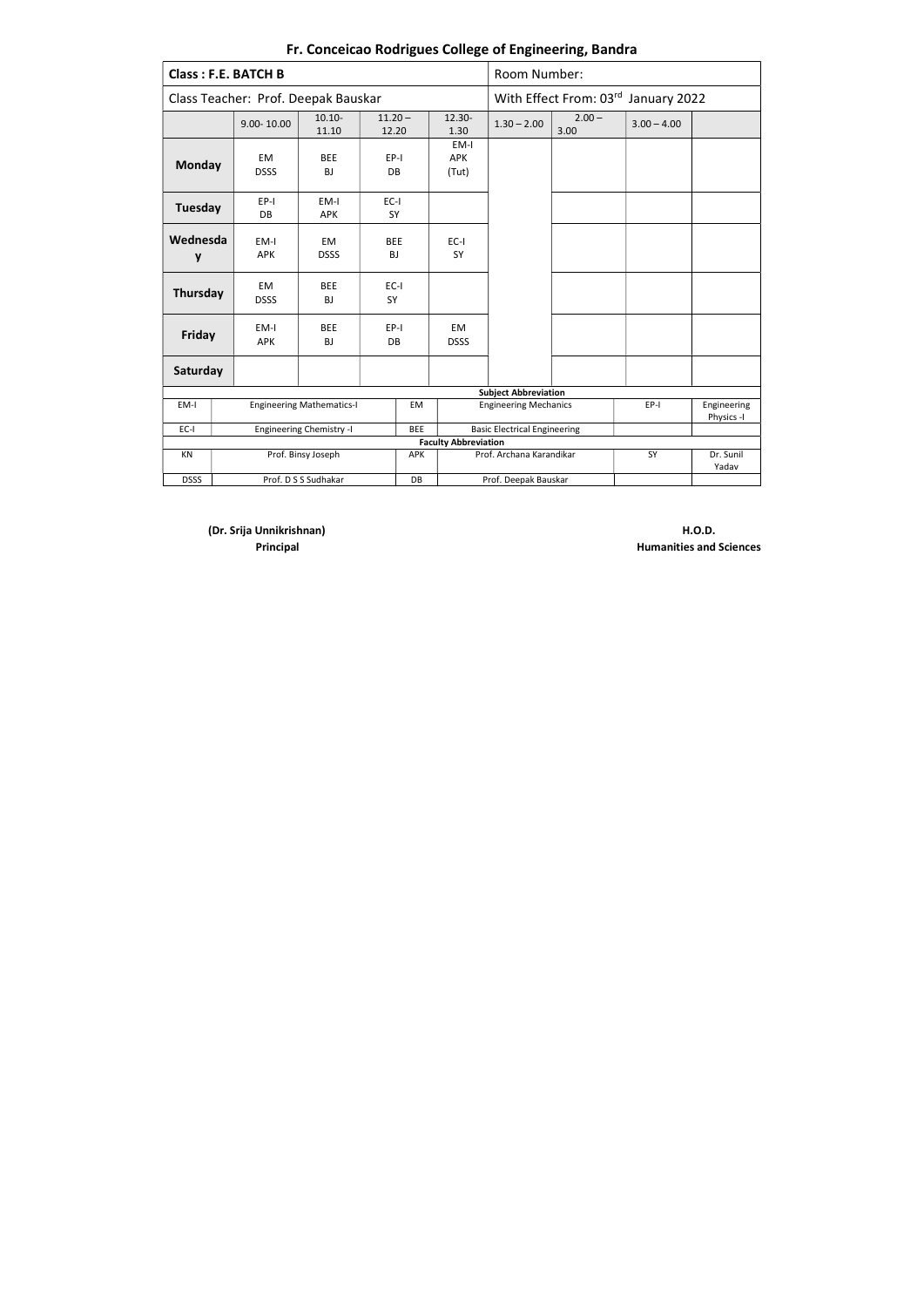# Fr. Conceicao Rodrigues College of Engineering, Bandra

| Class : F.E. BATCH B | | | | | Room Number: | | | |
|---|---|---|---|---|---|---|---|---|
| Class Teacher: Prof. Deepak Bauskar | | | | | With Effect From: 03rd January 2022 | | | |
| | 9.00- 10.00 | 10.10- 11.10 | 11.20 – 12.20 | 12.30- 1.30 | 1.30 – 2.00 | 2.00 – 3.00 | 3.00 – 4.00 | |
| **Monday** | EM DSSS | BEE BJ | EP-I DB | EM-I APK (Tut) | | | | |
| **Tuesday** | EP-I DB | EM-I APK | EC-I SY | | | | | |
| **Wednesday** | EM-I APK | EM DSSS | BEE BJ | EC-I SY | | | | |
| **Thursday** | EM DSSS | BEE BJ | EC-I SY | | | | | |
| **Friday** | EM-I APK | BEE BJ | EP-I DB | EM DSSS | | | | |
| **Saturday** | | | | | | | | |

**Subject Abbreviation**

| | | | | | |
|---|---|---|---|---|---|
| EM-I | Engineering Mathematics-I | EM | Engineering Mechanics | EP-I | Engineering Physics -I |
| EC-I | Engineering Chemistry -I | BEE | Basic Electrical Engineering | | |

**Faculty Abbreviation**

| | | | | | |
|---|---|---|---|---|---|
| KN | Prof. Binsy Joseph | APK | Prof. Archana Karandikar | SY | Dr. Sunil Yadav |
| DSSS | Prof. D S S Sudhakar | DB | Prof. Deepak Bauskar | | |

**(Dr. Srija Unnikrishnan)**
**Principal**

**H.O.D.**
**Humanities and Sciences**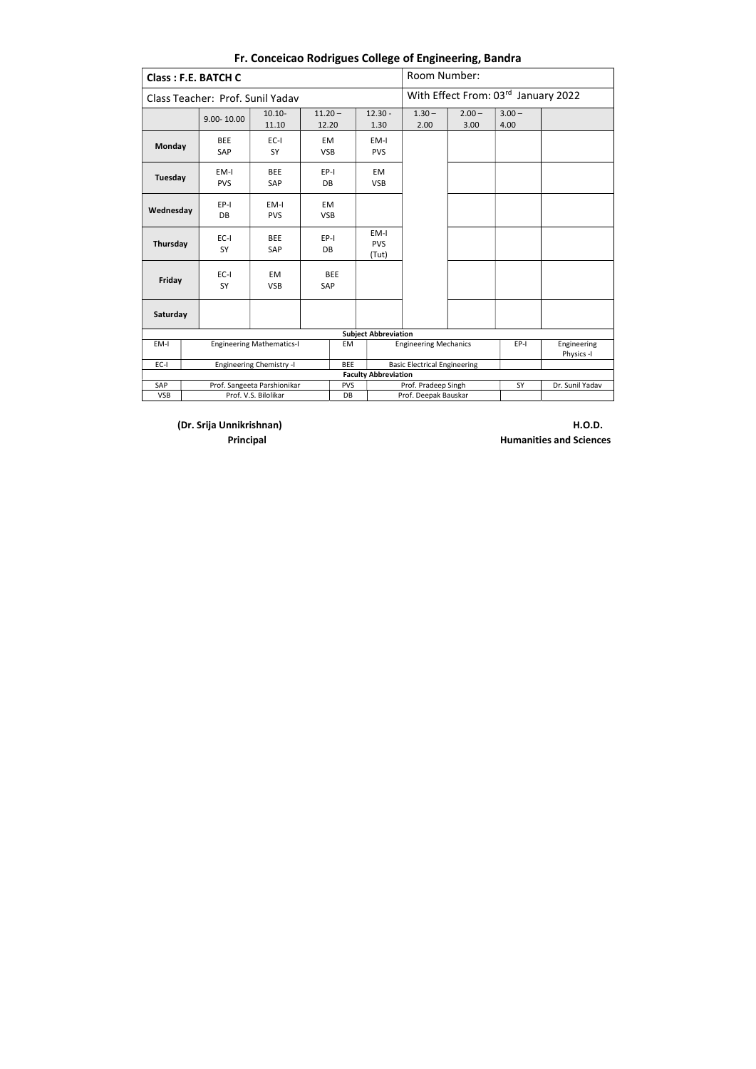# Fr. Conceicao Rodrigues College of Engineering, Bandra

| Class : F.E. BATCH C | | | | | Room Number: | | | |
|---|---|---|---|---|---|---|---|---|
| Class Teacher: Prof. Sunil Yadav | | | | | With Effect From: 03rd January 2022 | | | |
| | 9.00- 10.00 | 10.10- 11.10 | 11.20 – 12.20 | 12.30 - 1.30 | 1.30 – 2.00 | 2.00 – 3.00 | 3.00 – 4.00 | |
| **Monday** | BEE SAP | EC-I SY | EM VSB | EM-I PVS | | | | |
| **Tuesday** | EM-I PVS | BEE SAP | EP-I DB | EM VSB | | | | |
| **Wednesday** | EP-I DB | EM-I PVS | EM VSB | | | | | |
| **Thursday** | EC-I SY | BEE SAP | EP-I DB | EM-I PVS (Tut) | | | | |
| **Friday** | EC-I SY | EM VSB | BEE SAP | | | | | |
| **Saturday** | | | | | | | | |

**Subject Abbreviation**

| | | | | | |
|---|---|---|---|---|---|
| EM-I | Engineering Mathematics-I | EM | Engineering Mechanics | EP-I | Engineering Physics -I |
| EC-I | Engineering Chemistry -I | BEE | Basic Electrical Engineering | | |

**Faculty Abbreviation**

| | | | | | |
|---|---|---|---|---|---|
| SAP | Prof. Sangeeta Parshionikar | PVS | Prof. Pradeep Singh | SY | Dr. Sunil Yadav |
| VSB | Prof. V.S. Bilolikar | DB | Prof. Deepak Bauskar | | |

**(Dr. Srija Unnikrishnan)**
**Principal**

**H.O.D.**
**Humanities and Sciences**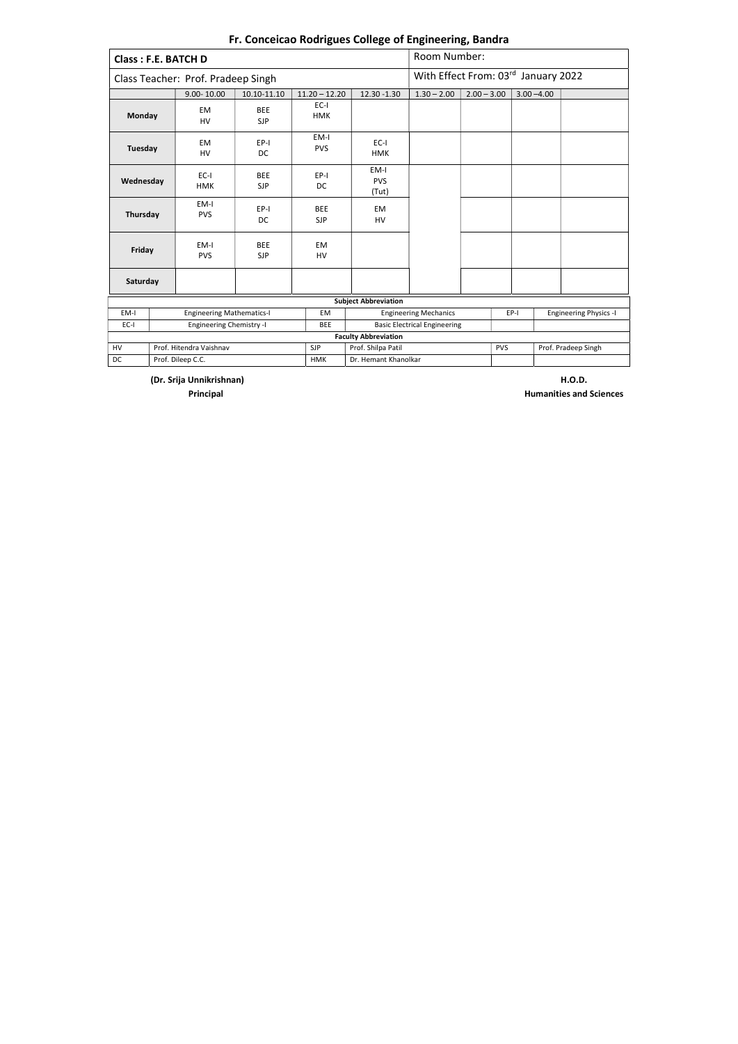# Fr. Conceicao Rodrigues College of Engineering, Bandra

| Class : F.E. BATCH D | | | | | Room Number: | | | |
|---|---|---|---|---|---|---|---|---|
| Class Teacher: Prof. Pradeep Singh | | | | | With Effect From: 03rd January 2022 | | | |
| | 9.00- 10.00 | 10.10-11.10 | 11.20 – 12.20 | 12.30 -1.30 | 1.30 – 2.00 | 2.00 – 3.00 | 3.00 –4.00 | |
| **Monday** | EM HV | BEE SJP | EC-I HMK | | | | | |
| **Tuesday** | EM HV | EP-I DC | EM-I PVS | EC-I HMK | | | | |
| **Wednesday** | EC-I HMK | BEE SJP | EP-I DC | EM-I PVS (Tut) | | | | |
| **Thursday** | EM-I PVS | EP-I DC | BEE SJP | EM HV | | | | |
| **Friday** | EM-I PVS | BEE SJP | EM HV | | | | | |
| **Saturday** | | | | | | | | |

**Subject Abbreviation**

| | | | | | |
|---|---|---|---|---|---|
| EM-I | Engineering Mathematics-I | EM | Engineering Mechanics | EP-I | Engineering Physics -I |
| EC-I | Engineering Chemistry -I | BEE | Basic Electrical Engineering | | |

**Faculty Abbreviation**

| | | | | | |
|---|---|---|---|---|---|
| HV | Prof. Hitendra Vaishnav | SJP | Prof. Shilpa Patil | PVS | Prof. Pradeep Singh |
| DC | Prof. Dileep C.C. | HMK | Dr. Hemant Khanolkar | | |

**(Dr. Srija Unnikrishnan)**
**Principal**

**H.O.D.**
**Humanities and Sciences**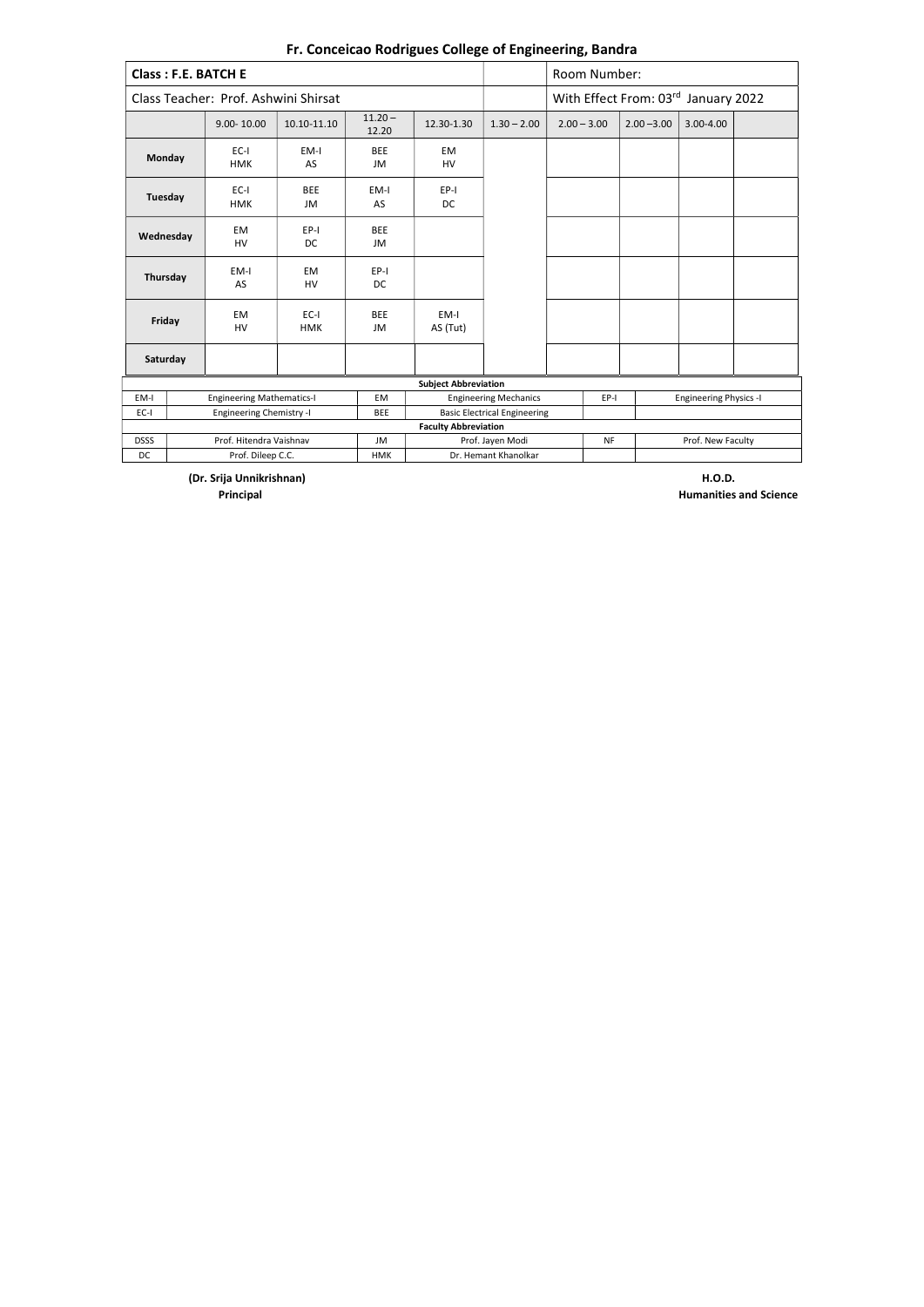# Fr. Conceicao Rodrigues College of Engineering, Bandra

| **Class : F.E. BATCH E** | | | | | | Room Number: | | | |
|---|---|---|---|---|---|---|---|---|---|
| Class Teacher: Prof. Ashwini Shirsat | | | | | | With Effect From: 03rd January 2022 | | | |
| | 9.00- 10.00 | 10.10-11.10 | 11.20 – 12.20 | 12.30-1.30 | 1.30 – 2.00 | 2.00 – 3.00 | 2.00 –3.00 | 3.00-4.00 | |
| **Monday** | EC-I HMK | EM-I AS | BEE JM | EM HV | | | | | |
| **Tuesday** | EC-I HMK | BEE JM | EM-I AS | EP-I DC | | | | | |
| **Wednesday** | EM HV | EP-I DC | BEE JM | | | | | | |
| **Thursday** | EM-I AS | EM HV | EP-I DC | | | | | | |
| **Friday** | EM HV | EC-I HMK | BEE JM | EM-I AS (Tut) | | | | | |
| **Saturday** | | | | | | | | | |

| **Subject Abbreviation** | | | | | |
|---|---|---|---|---|---|
| EM-I | Engineering Mathematics-I | EM | Engineering Mechanics | EP-I | Engineering Physics -I |
| EC-I | Engineering Chemistry -I | BEE | Basic Electrical Engineering | | |
| **Faculty Abbreviation** | | | | | |
| DSSS | Prof. Hitendra Vaishnav | JM | Prof. Jayen Modi | NF | Prof. New Faculty |
| DC | Prof. Dileep C.C. | HMK | Dr. Hemant Khanolkar | | |

**(Dr. Srija Unnikrishnan)**
**Principal**

**H.O.D.**
**Humanities and Science**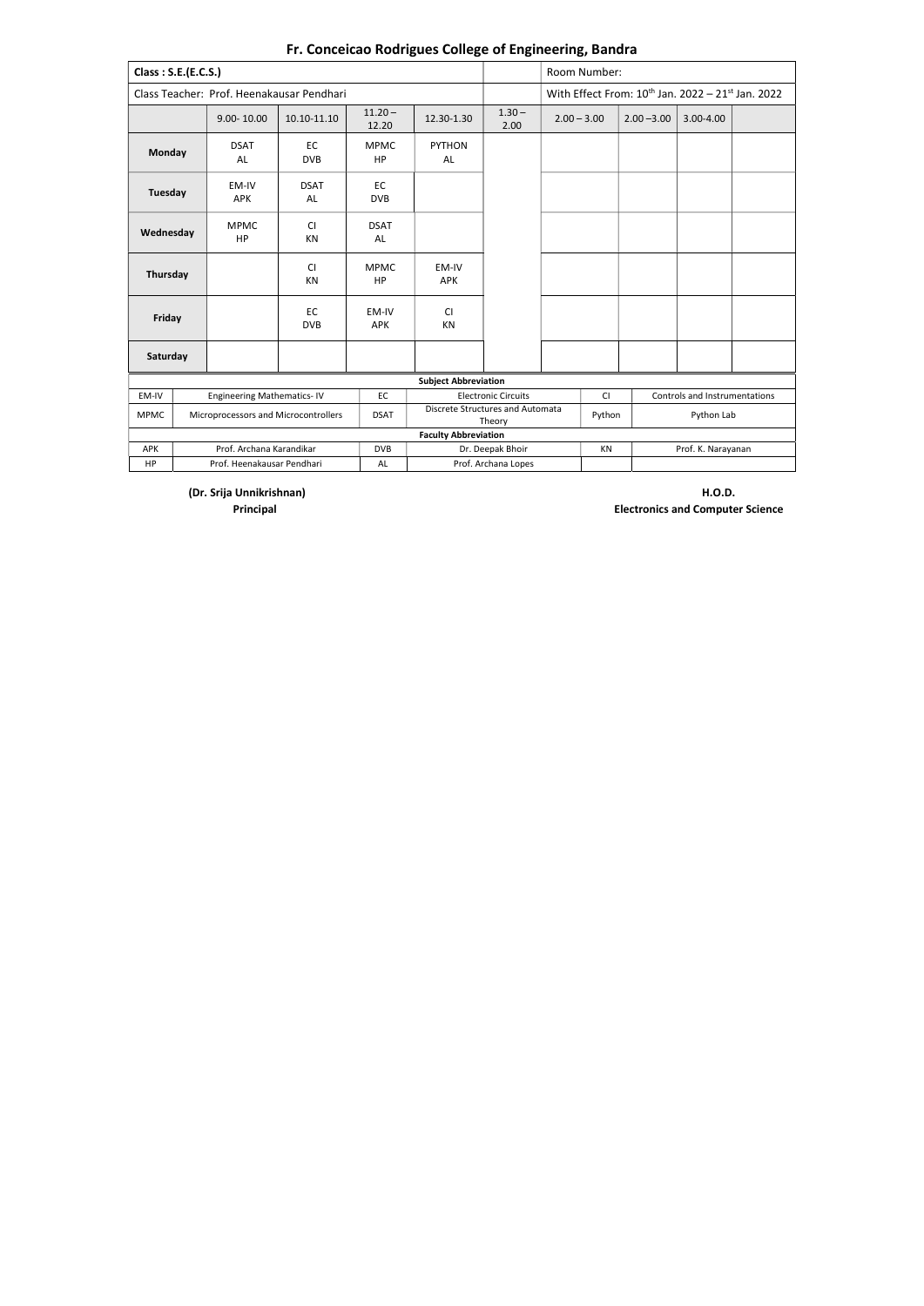# Fr. Conceicao Rodrigues College of Engineering, Bandra

| Class : S.E.(E.C.S.) | | | | | | Room Number: | | | |
|---|---|---|---|---|---|---|---|---|---|
| Class Teacher: Prof. Heenakausar Pendhari | | | | | | With Effect From: 10th Jan. 2022 – 21st Jan. 2022 | | | |
| | 9.00- 10.00 | 10.10-11.10 | 11.20 – 12.20 | 12.30-1.30 | 1.30 – 2.00 | 2.00 – 3.00 | 2.00 –3.00 | 3.00-4.00 | |
| **Monday** | DSAT AL | EC DVB | MPMC HP | PYTHON AL | | | | | |
| **Tuesday** | EM-IV APK | DSAT AL | EC DVB | | | | | | |
| **Wednesday** | MPMC HP | CI KN | DSAT AL | | | | | | |
| **Thursday** | | CI KN | MPMC HP | EM-IV APK | | | | | |
| **Friday** | | EC DVB | EM-IV APK | CI KN | | | | | |
| **Saturday** | | | | | | | | | |

**Subject Abbreviation**

| | | | | | |
|---|---|---|---|---|---|
| EM-IV | Engineering Mathematics- IV | EC | Electronic Circuits | CI | Controls and Instrumentations |
| MPMC | Microprocessors and Microcontrollers | DSAT | Discrete Structures and Automata Theory | Python | Python Lab |

**Faculty Abbreviation**

| | | | | | |
|---|---|---|---|---|---|
| APK | Prof. Archana Karandikar | DVB | Dr. Deepak Bhoir | KN | Prof. K. Narayanan |
| HP | Prof. Heenakausar Pendhari | AL | Prof. Archana Lopes | | |

**(Dr. Srija Unnikrishnan)**
**Principal**

**H.O.D.**
**Electronics and Computer Science**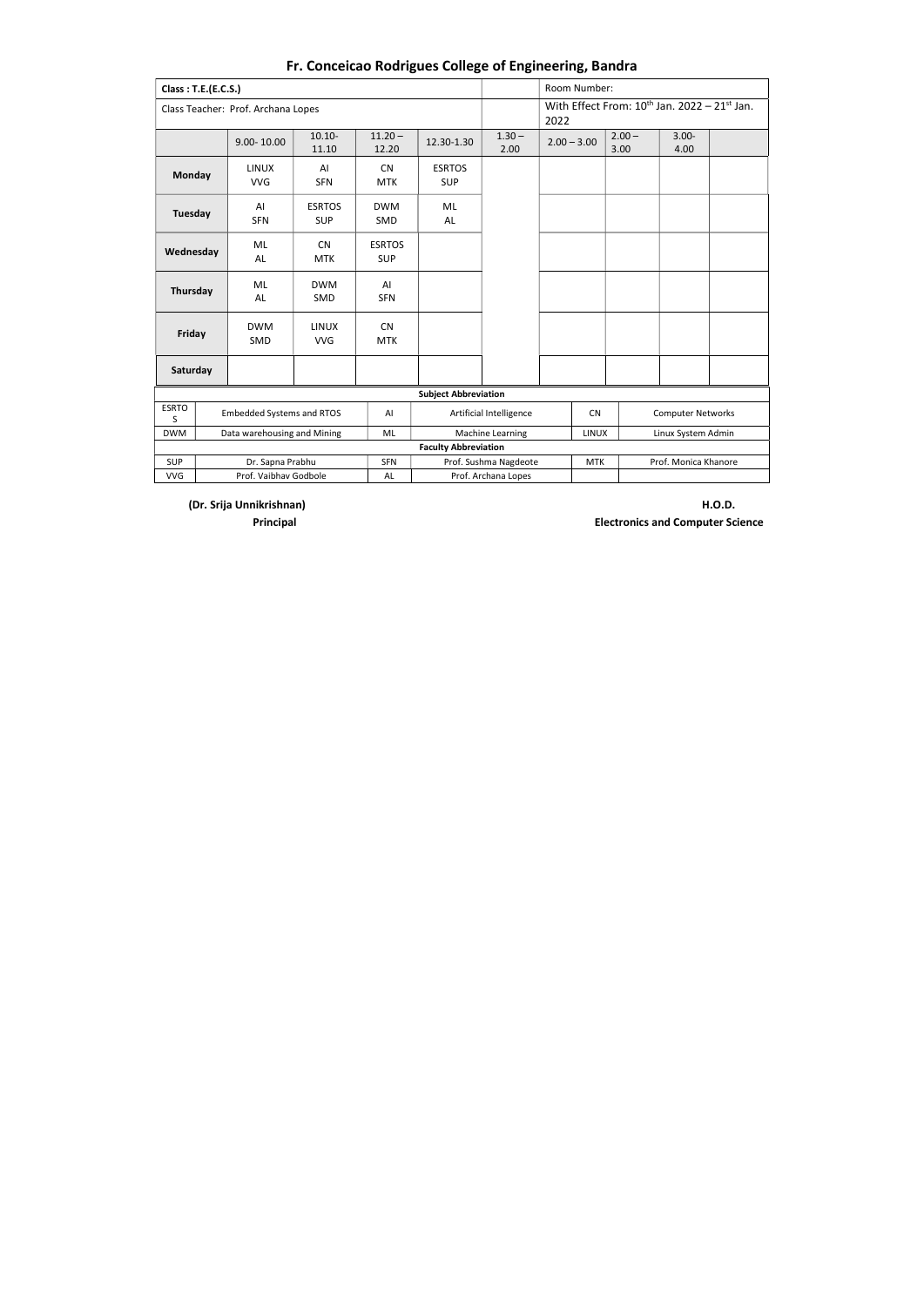# Fr. Conceicao Rodrigues College of Engineering, Bandra

| Class : T.E.(E.C.S.) | | | | | | Room Number: | | | |
|---|---|---|---|---|---|---|---|---|---|
| Class Teacher: Prof. Archana Lopes | | | | | | With Effect From: 10th Jan. 2022 – 21st Jan. 2022 | | | |
| | 9.00- 10.00 | 10.10- 11.10 | 11.20 – 12.20 | 12.30-1.30 | 1.30 – 2.00 | 2.00 – 3.00 | 2.00 – 3.00 | 3.00- 4.00 | |
| **Monday** | LINUX VVG | AI SFN | CN MTK | ESRTOS SUP | | | | | |
| **Tuesday** | AI SFN | ESRTOS SUP | DWM SMD | ML AL | | | | | |
| **Wednesday** | ML AL | CN MTK | ESRTOS SUP | | | | | | |
| **Thursday** | ML AL | DWM SMD | AI SFN | | | | | | |
| **Friday** | DWM SMD | LINUX VVG | CN MTK | | | | | | |
| **Saturday** | | | | | | | | | |

**Subject Abbreviation**

| | | | | | |
|---|---|---|---|---|---|
| ESRTOS | Embedded Systems and RTOS | AI | Artificial Intelligence | CN | Computer Networks |
| DWM | Data warehousing and Mining | ML | Machine Learning | LINUX | Linux System Admin |

**Faculty Abbreviation**

| | | | | | |
|---|---|---|---|---|---|
| SUP | Dr. Sapna Prabhu | SFN | Prof. Sushma Nagdeote | MTK | Prof. Monica Khanore |
| VVG | Prof. Vaibhav Godbole | AL | Prof. Archana Lopes | | |

**(Dr. Srija Unnikrishnan)**
**Principal**

**H.O.D.**
**Electronics and Computer Science**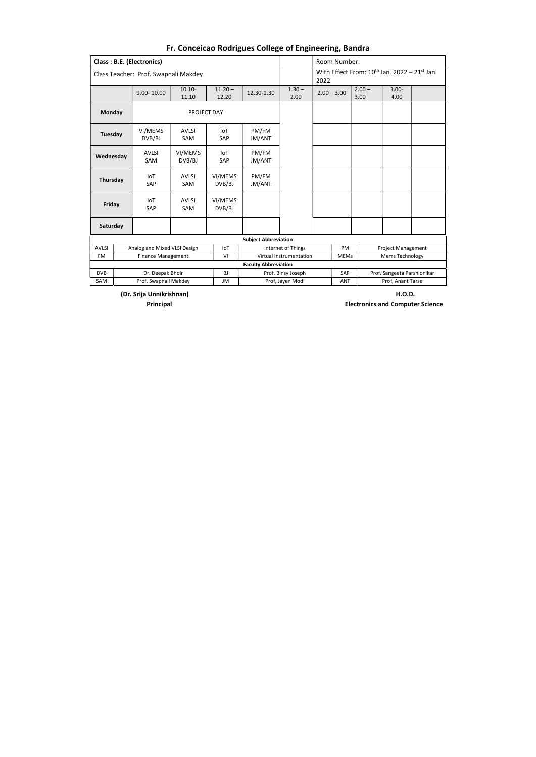# Fr. Conceicao Rodrigues College of Engineering, Bandra

| Class : B.E. (Electronics) | | | | | | Room Number: | | | |
|---|---|---|---|---|---|---|---|---|---|
| Class Teacher: Prof. Swapnali Makdey | | | | | | With Effect From: 10th Jan. 2022 – 21st Jan. 2022 | | | |
| | 9.00- 10.00 | 10.10- 11.10 | 11.20 – 12.20 | 12.30-1.30 | 1.30 – 2.00 | 2.00 – 3.00 | 2.00 – 3.00 | 3.00- 4.00 | |
| **Monday** | PROJECT DAY | | | | | | | | |
| **Tuesday** | VI/MEMS DVB/BJ | AVLSI SAM | IoT SAP | PM/FM JM/ANT | | | | | |
| **Wednesday** | AVLSI SAM | VI/MEMS DVB/BJ | IoT SAP | PM/FM JM/ANT | | | | | |
| **Thursday** | IoT SAP | AVLSI SAM | VI/MEMS DVB/BJ | PM/FM JM/ANT | | | | | |
| **Friday** | IoT SAP | AVLSI SAM | VI/MEMS DVB/BJ | | | | | | |
| **Saturday** | | | | | | | | | |

**Subject Abbreviation**

| | | | | | |
|---|---|---|---|---|---|
| AVLSI | Analog and Mixed VLSI Design | IoT | Internet of Things | PM | Project Management |
| FM | Finance Management | VI | Virtual Instrumentation | MEMs | Mems Technology |

**Faculty Abbreviation**

| | | | | | |
|---|---|---|---|---|---|
| DVB | Dr. Deepak Bhoir | BJ | Prof. Binsy Joseph | SAP | Prof. Sangeeta Parshionikar |
| SAM | Prof. Swapnali Makdey | JM | Prof, Jayen Modi | ANT | Prof, Anant Tarse |

**(Dr. Srija Unnikrishnan)**
**Principal**

**H.O.D.**
**Electronics and Computer Science**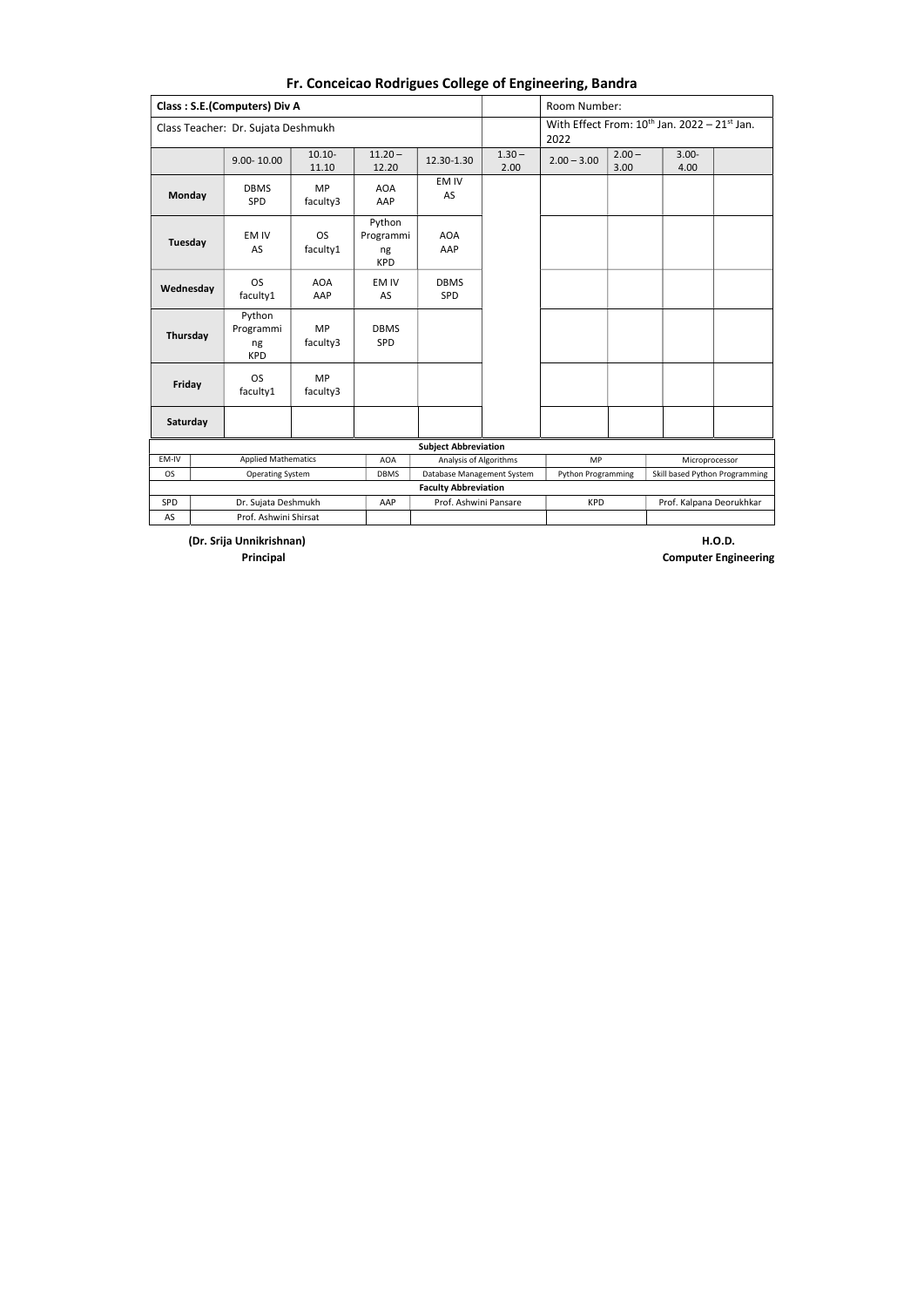# Fr. Conceicao Rodrigues College of Engineering, Bandra

| Class : S.E.(Computers) Div A | | | | | | Room Number: | | | |
|---|---|---|---|---|---|---|---|---|---|
| Class Teacher: Dr. Sujata Deshmukh | | | | | | With Effect From: 10th Jan. 2022 – 21st Jan. 2022 | | | |
| | 9.00- 10.00 | 10.10- 11.10 | 11.20 – 12.20 | 12.30-1.30 | 1.30 – 2.00 | 2.00 – 3.00 | 2.00 – 3.00 | 3.00- 4.00 | |
| **Monday** | DBMS SPD | MP faculty3 | AOA AAP | EM IV AS | | | | | |
| **Tuesday** | EM IV AS | OS faculty1 | Python Programming KPD | AOA AAP | | | | | |
| **Wednesday** | OS faculty1 | AOA AAP | EM IV AS | DBMS SPD | | | | | |
| **Thursday** | Python Programming KPD | MP faculty3 | DBMS SPD | | | | | | |
| **Friday** | OS faculty1 | MP faculty3 | | | | | | | |
| **Saturday** | | | | | | | | | |

**Subject Abbreviation**

| | | | | | |
|---|---|---|---|---|---|
| EM-IV | Applied Mathematics | AOA | Analysis of Algorithms | MP | Microprocessor |
| OS | Operating System | DBMS | Database Management System | Python Programming | Skill based Python Programming |

**Faculty Abbreviation**

| | | | | | |
|---|---|---|---|---|---|
| SPD | Dr. Sujata Deshmukh | AAP | Prof. Ashwini Pansare | KPD | Prof. Kalpana Deorukhkar |
| AS | Prof. Ashwini Shirsat | | | | |

**(Dr. Srija Unnikrishnan)**
**Principal**

**H.O.D.**
**Computer Engineering**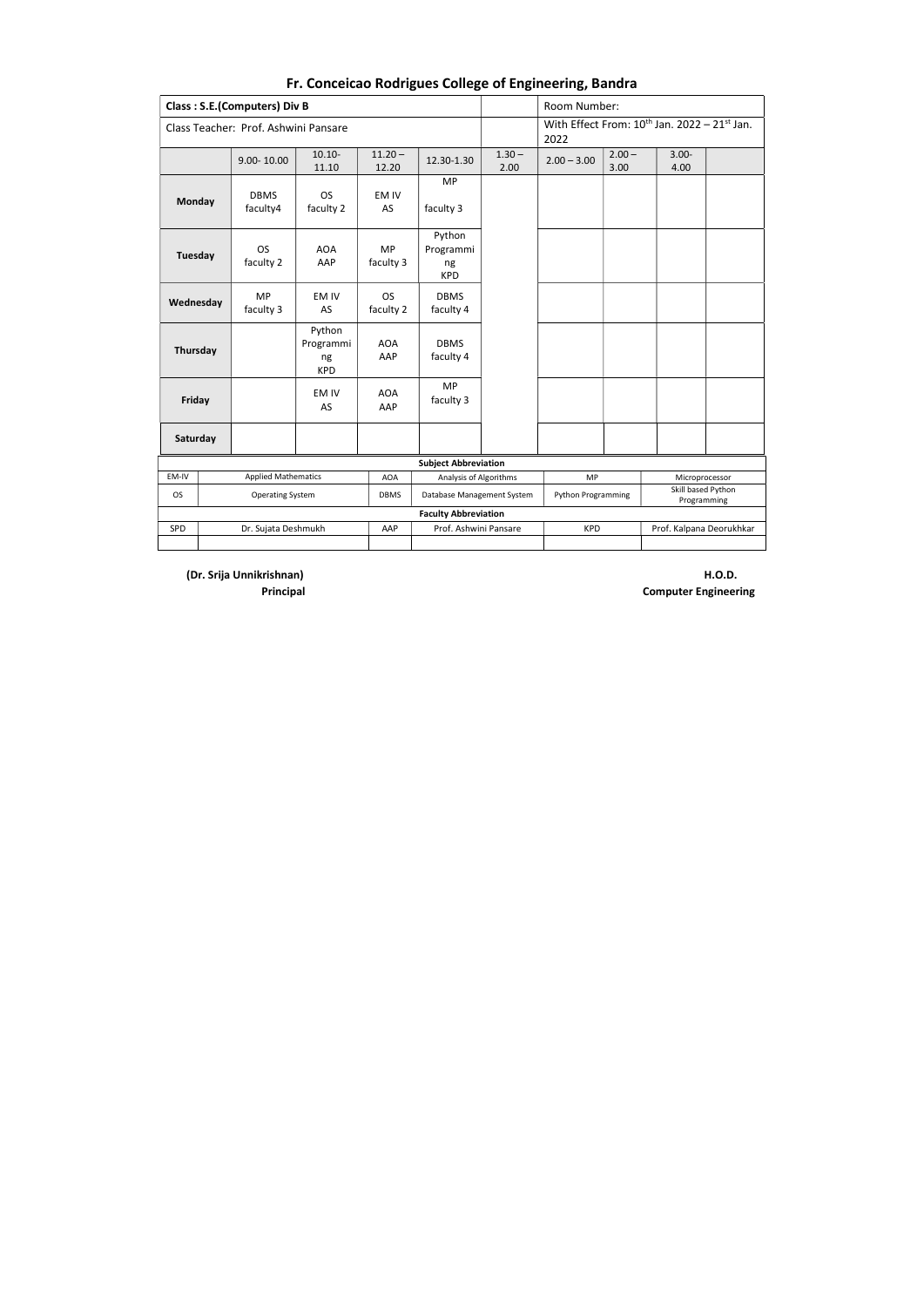# Fr. Conceicao Rodrigues College of Engineering, Bandra

| **Class : S.E.(Computers) Div B** | | | | | | Room Number: | | | |
|---|---|---|---|---|---|---|---|---|---|
| Class Teacher: Prof. Ashwini Pansare | | | | | | With Effect From: 10th Jan. 2022 – 21st Jan. 2022 | | | |
| | 9.00- 10.00 | 10.10- 11.10 | 11.20 – 12.20 | 12.30-1.30 | 1.30 – 2.00 | 2.00 – 3.00 | 2.00 – 3.00 | 3.00- 4.00 | |
| **Monday** | DBMS faculty4 | OS faculty 2 | EM IV AS | MP faculty 3 | | | | | |
| **Tuesday** | OS faculty 2 | AOA AAP | MP faculty 3 | Python Programming KPD | | | | | |
| **Wednesday** | MP faculty 3 | EM IV AS | OS faculty 2 | DBMS faculty 4 | | | | | |
| **Thursday** | | Python Programming KPD | AOA AAP | DBMS faculty 4 | | | | | |
| **Friday** | | EM IV AS | AOA AAP | MP faculty 3 | | | | | |
| **Saturday** | | | | | | | | | |

**Subject Abbreviation**

| | | | | | |
|---|---|---|---|---|---|
| EM-IV | Applied Mathematics | AOA | Analysis of Algorithms | MP | Microprocessor |
| OS | Operating System | DBMS | Database Management System | Python Programming | Skill based Python Programming |

**Faculty Abbreviation**

| | | | | | |
|---|---|---|---|---|---|
| SPD | Dr. Sujata Deshmukh | AAP | Prof. Ashwini Pansare | KPD | Prof. Kalpana Deorukhkar |
| | | | | | |

**(Dr. Srija Unnikrishnan)**
**Principal**

**H.O.D.**
**Computer Engineering**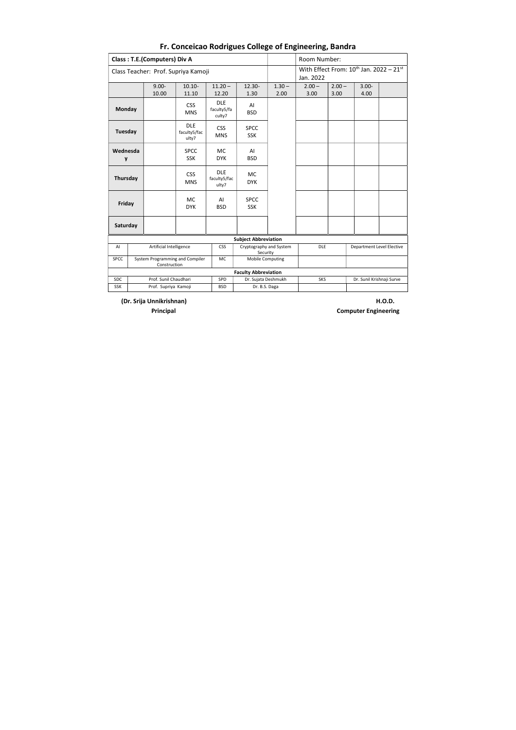# Fr. Conceicao Rodrigues College of Engineering, Bandra

| **Class : T.E.(Computers) Div A** | | | | | | Room Number: | | | |
|---|---|---|---|---|---|---|---|---|---|
| Class Teacher: Prof. Supriya Kamoji | | | | | | With Effect From: 10th Jan. 2022 – 21st Jan. 2022 | | | |
| | 9.00-10.00 | 10.10-11.10 | 11.20 – 12.20 | 12.30-1.30 | 1.30 – 2.00 | 2.00 – 3.00 | 2.00 – 3.00 | 3.00-4.00 | |
| **Monday** | | CSS MNS | DLE faculty5/faculty7 | AI BSD | | | | | |
| **Tuesday** | | DLE faculty5/faculty7 | CSS MNS | SPCC SSK | | | | | |
| **Wednesday** | | SPCC SSK | MC DYK | AI BSD | | | | | |
| **Thursday** | | CSS MNS | DLE faculty5/faculty7 | MC DYK | | | | | |
| **Friday** | | MC DYK | AI BSD | SPCC SSK | | | | | |
| **Saturday** | | | | | | | | | |

**Subject Abbreviation**

| | | | | | |
|---|---|---|---|---|---|
| AI | Artificial Intelligence | CSS | Cryptography and System Security | DLE | Department Level Elective |
| SPCC | System Programming and Compiler Construction | MC | Mobile Computing | | |

**Faculty Abbreviation**

| | | | | | |
|---|---|---|---|---|---|
| SDC | Prof. Sunil Chaudhari | SPD | Dr. Sujata Deshmukh | SKS | Dr. Sunil Krishnaji Surve |
| SSK | Prof. Supriya Kamoji | BSD | Dr. B.S. Daga | | |

**(Dr. Srija Unnikrishnan)**
**Principal**

**H.O.D.**
**Computer Engineering**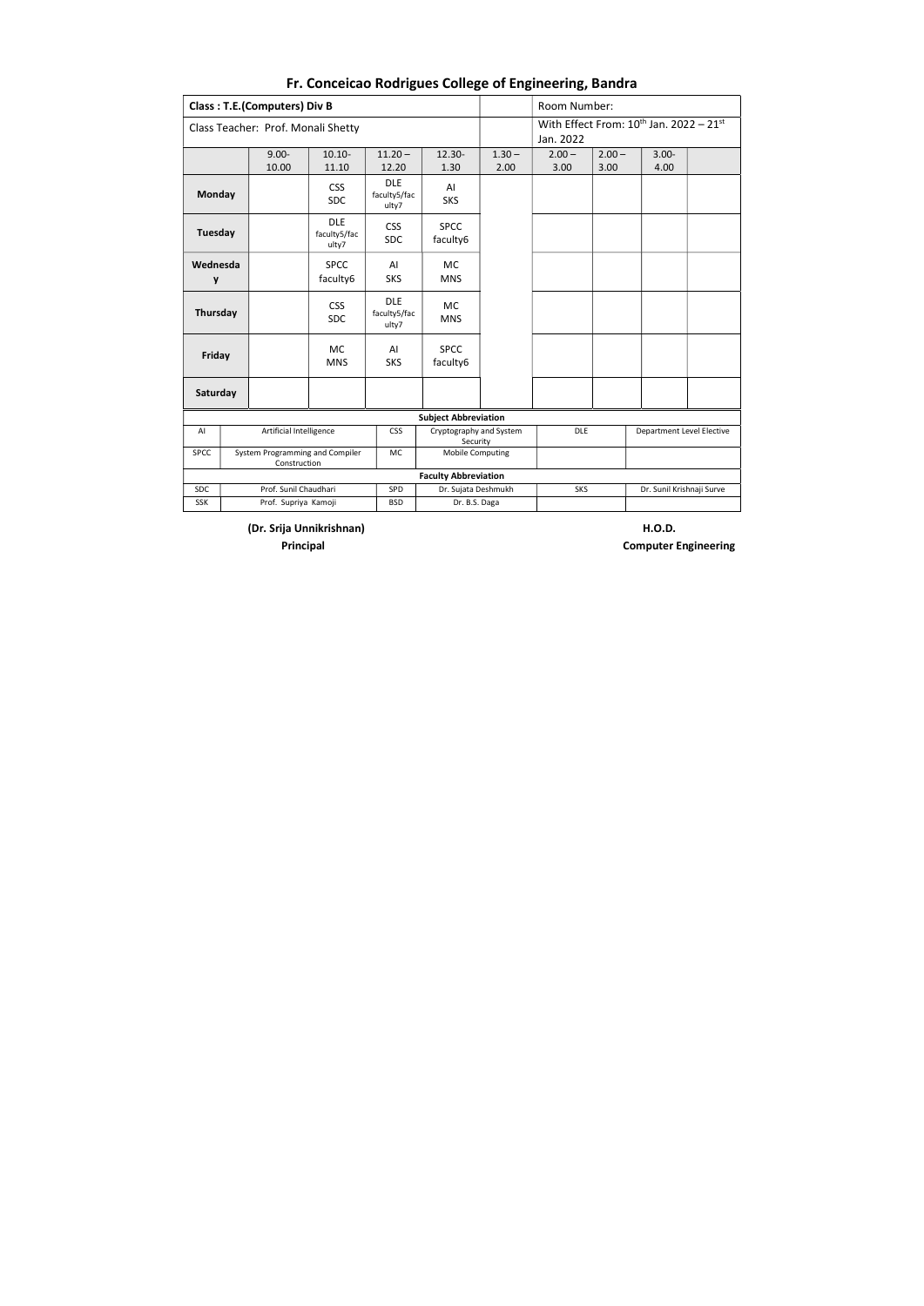# Fr. Conceicao Rodrigues College of Engineering, Bandra

| **Class : T.E.(Computers) Div B** | | | | | | Room Number: | | | |
|---|---|---|---|---|---|---|---|---|---|
| Class Teacher: Prof. Monali Shetty | | | | | | With Effect From: 10th Jan. 2022 – 21st Jan. 2022 | | | |
| | 9.00- 10.00 | 10.10- 11.10 | 11.20 – 12.20 | 12.30- 1.30 | 1.30 – 2.00 | 2.00 – 3.00 | 2.00 – 3.00 | 3.00- 4.00 | |
| **Monday** | | CSS SDC | DLE faculty5/faculty7 | AI SKS | | | | | |
| **Tuesday** | | DLE faculty5/faculty7 | CSS SDC | SPCC faculty6 | | | | | |
| **Wednesday** | | SPCC faculty6 | AI SKS | MC MNS | | | | | |
| **Thursday** | | CSS SDC | DLE faculty5/faculty7 | MC MNS | | | | | |
| **Friday** | | MC MNS | AI SKS | SPCC faculty6 | | | | | |
| **Saturday** | | | | | | | | | |

**Subject Abbreviation**

| | | | | | |
|---|---|---|---|---|---|
| AI | Artificial Intelligence | CSS | Cryptography and System Security | DLE | Department Level Elective |
| SPCC | System Programming and Compiler Construction | MC | Mobile Computing | | |

**Faculty Abbreviation**

| | | | | | |
|---|---|---|---|---|---|
| SDC | Prof. Sunil Chaudhari | SPD | Dr. Sujata Deshmukh | SKS | Dr. Sunil Krishnaji Surve |
| SSK | Prof. Supriya Kamoji | BSD | Dr. B.S. Daga | | |

**(Dr. Srija Unnikrishnan)**
**Principal**

**H.O.D.**
**Computer Engineering**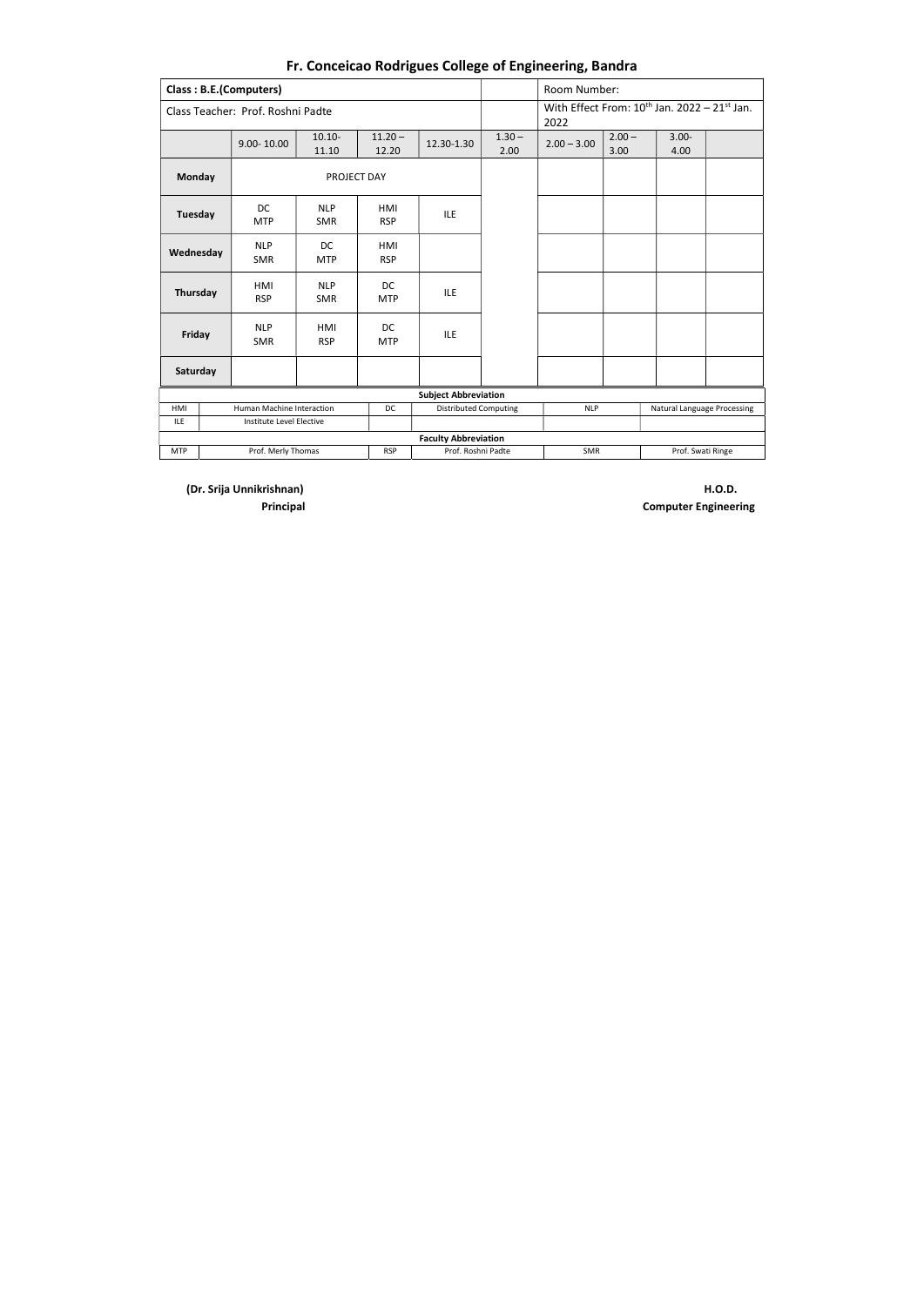# Fr. Conceicao Rodrigues College of Engineering, Bandra

| Class : B.E.(Computers) | | | | | | Room Number: | | | |
|---|---|---|---|---|---|---|---|---|---|
| Class Teacher: Prof. Roshni Padte | | | | | | With Effect From: 10th Jan. 2022 – 21st Jan. 2022 | | | |
| | 9.00- 10.00 | 10.10- 11.10 | 11.20 – 12.20 | 12.30-1.30 | 1.30 – 2.00 | 2.00 – 3.00 | 2.00 – 3.00 | 3.00- 4.00 | |
| **Monday** | PROJECT DAY | | | | | | | | |
| **Tuesday** | DC MTP | NLP SMR | HMI RSP | ILE | | | | | |
| **Wednesday** | NLP SMR | DC MTP | HMI RSP | | | | | | |
| **Thursday** | HMI RSP | NLP SMR | DC MTP | ILE | | | | | |
| **Friday** | NLP SMR | HMI RSP | DC MTP | ILE | | | | | |
| **Saturday** | | | | | | | | | |

**Subject Abbreviation**

| | | | | | |
|---|---|---|---|---|---|
| HMI | Human Machine Interaction | DC | Distributed Computing | NLP | Natural Language Processing |
| ILE | Institute Level Elective | | | | |

**Faculty Abbreviation**

| | | | | | |
|---|---|---|---|---|---|
| MTP | Prof. Merly Thomas | RSP | Prof. Roshni Padte | SMR | Prof. Swati Ringe |

**(Dr. Srija Unnikrishnan)**
**Principal**

**H.O.D.**
**Computer Engineering**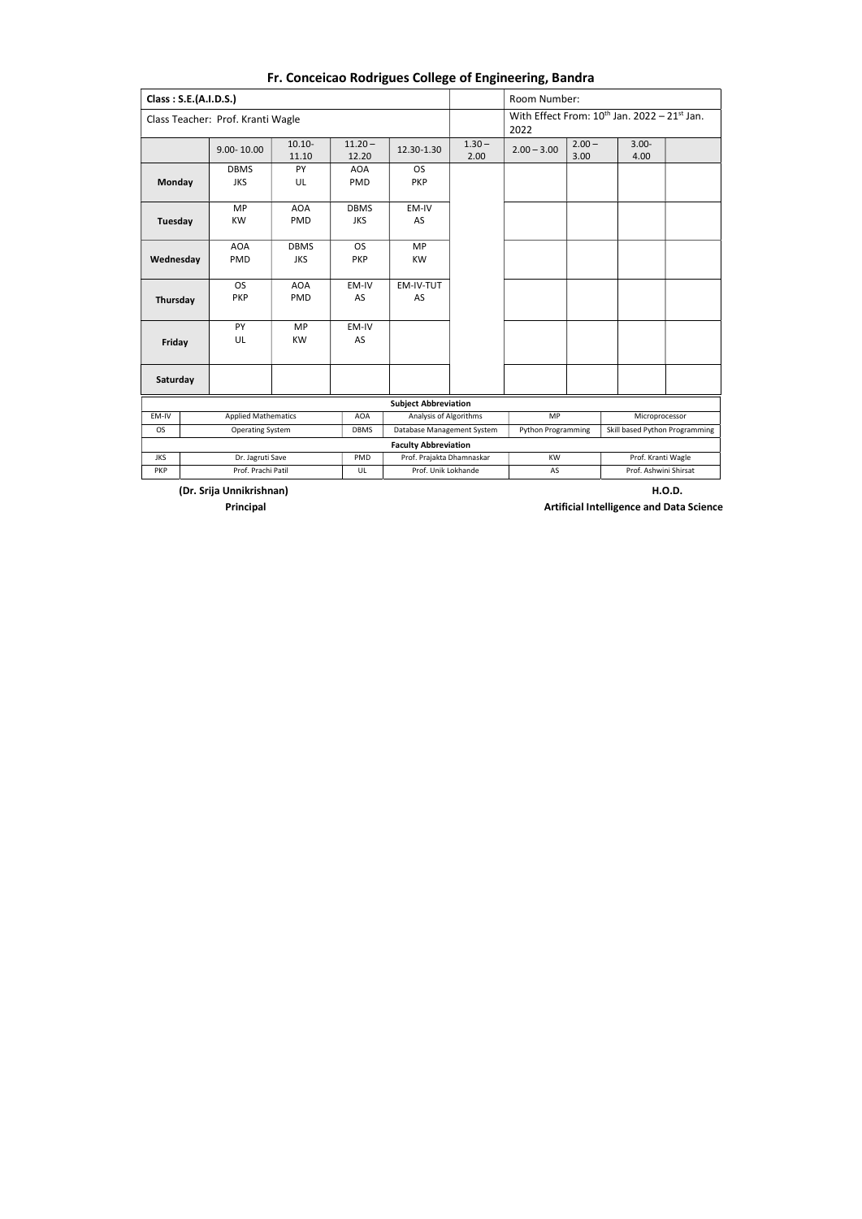# Fr. Conceicao Rodrigues College of Engineering, Bandra

| Class : S.E.(A.I.D.S.) | | | | | | Room Number: | | | |
|---|---|---|---|---|---|---|---|---|---|
| Class Teacher: Prof. Kranti Wagle | | | | | | With Effect From: 10th Jan. 2022 – 21st Jan. 2022 | | | |
| | 9.00- 10.00 | 10.10- 11.10 | 11.20 – 12.20 | 12.30-1.30 | 1.30 – 2.00 | 2.00 – 3.00 | 2.00 – 3.00 | 3.00- 4.00 | |
| **Monday** | DBMS JKS | PY UL | AOA PMD | OS PKP | | | | | |
| **Tuesday** | MP KW | AOA PMD | DBMS JKS | EM-IV AS | | | | | |
| **Wednesday** | AOA PMD | DBMS JKS | OS PKP | MP KW | | | | | |
| **Thursday** | OS PKP | AOA PMD | EM-IV AS | EM-IV-TUT AS | | | | | |
| **Friday** | PY UL | MP KW | EM-IV AS | | | | | | |
| **Saturday** | | | | | | | | | |

**Subject Abbreviation**

| | | | | | |
|---|---|---|---|---|---|
| EM-IV | Applied Mathematics | AOA | Analysis of Algorithms | MP | Microprocessor |
| OS | Operating System | DBMS | Database Management System | Python Programming | Skill based Python Programming |

**Faculty Abbreviation**

| | | | | | |
|---|---|---|---|---|---|
| JKS | Dr. Jagruti Save | PMD | Prof. Prajakta Dhamnaskar | KW | Prof. Kranti Wagle |
| PKP | Prof. Prachi Patil | UL | Prof. Unik Lokhande | AS | Prof. Ashwini Shirsat |

**(Dr. Srija Unnikrishnan)**
**Principal**

**H.O.D.**
**Artificial Intelligence and Data Science**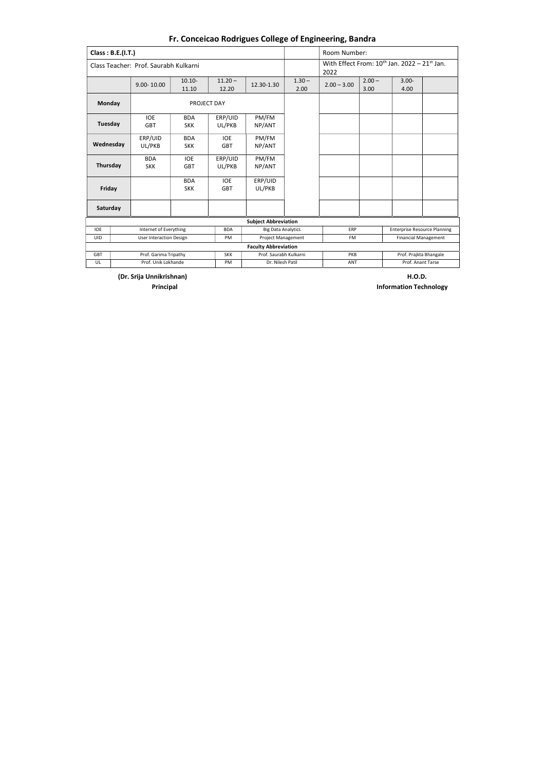# Fr. Conceicao Rodrigues College of Engineering, Bandra

| Class : B.E.(I.T.) | | | | | | Room Number: | | | |
|---|---|---|---|---|---|---|---|---|---|
| Class Teacher: Prof. Saurabh Kulkarni | | | | | | With Effect From: 10th Jan. 2022 – 21st Jan. 2022 | | | |
| | 9.00- 10.00 | 10.10-11.10 | 11.20 – 12.20 | 12.30-1.30 | 1.30 – 2.00 | 2.00 – 3.00 | 2.00 – 3.00 | 3.00-4.00 | |
| **Monday** | PROJECT DAY | | | | | | | | |
| **Tuesday** | IOE GBT | BDA SKK | ERP/UID UL/PKB | PM/FM NP/ANT | | | | | |
| **Wednesday** | ERP/UID UL/PKB | BDA SKK | IOE GBT | PM/FM NP/ANT | | | | | |
| **Thursday** | BDA SKK | IOE GBT | ERP/UID UL/PKB | PM/FM NP/ANT | | | | | |
| **Friday** | | BDA SKK | IOE GBT | ERP/UID UL/PKB | | | | | |
| **Saturday** | | | | | | | | | |

| **Subject Abbreviation** | | | | | |
|---|---|---|---|---|---|
| IOE | Internet of Everything | BDA | Big Data Analytics | ERP | Enterprise Resource Planning |
| UID | User Interaction Design | PM | Project Management | FM | Financial Management |
| **Faculty Abbreviation** | | | | | |
| GBT | Prof. Garima Tripathy | SKK | Prof. Saurabh Kulkarni | PKB | Prof. Prajkta Bhangale |
| UL | Prof. Unik Lokhande | PM | Dr. Nilesh Patil | ANT | Prof. Anant Tarse |

**(Dr. Srija Unnikrishnan)**
**Principal**

**H.O.D.**
**Information Technology**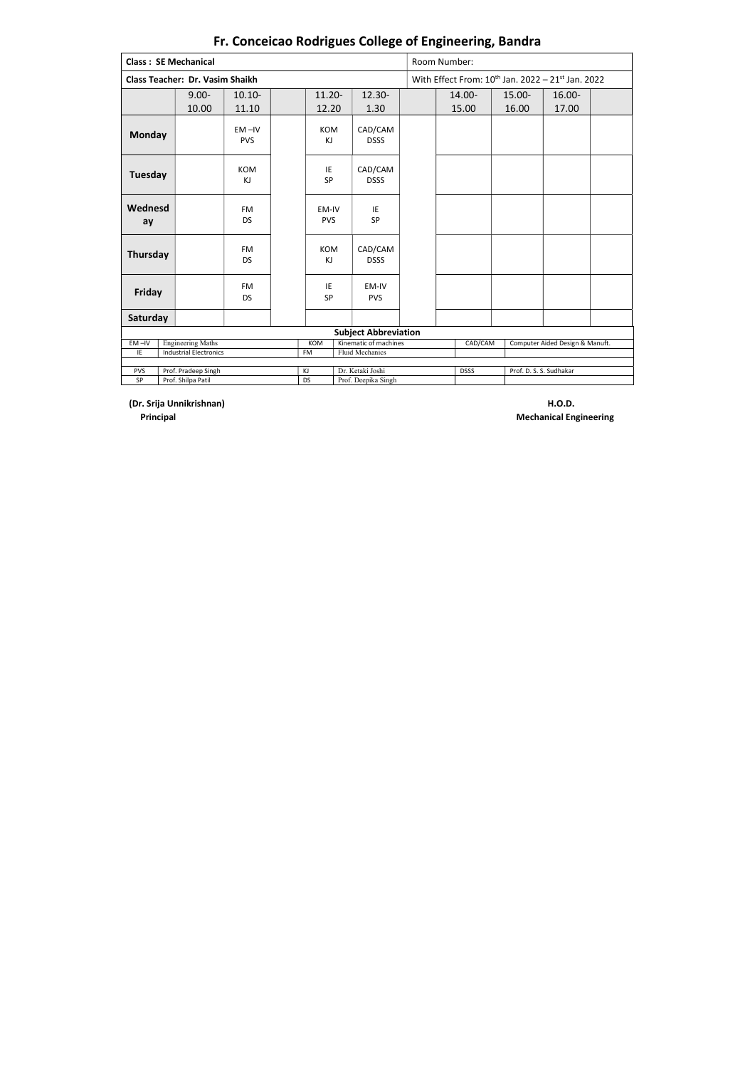# Fr. Conceicao Rodrigues College of Engineering, Bandra

| Class : SE Mechanical | | | | | | | Room Number: | | | |
|---|---|---|---|---|---|---|---|---|---|---|
| **Class Teacher: Dr. Vasim Shaikh** | | | | | | | With Effect From: 10th Jan. 2022 – 21st Jan. 2022 | | | |
| | 9.00-10.00 | 10.10-11.10 | | 11.20-12.20 | 12.30-1.30 | | 14.00-15.00 | 15.00-16.00 | 16.00-17.00 | |
| **Monday** | | EM –IV PVS | | KOM KJ | CAD/CAM DSSS | | | | | |
| **Tuesday** | | KOM KJ | | IE SP | CAD/CAM DSSS | | | | | |
| **Wednesday** | | FM DS | | EM-IV PVS | IE SP | | | | | |
| **Thursday** | | FM DS | | KOM KJ | CAD/CAM DSSS | | | | | |
| **Friday** | | FM DS | | IE SP | EM-IV PVS | | | | | |
| **Saturday** | | | | | | | | | | |

**Subject Abbreviation**

| | | | | | |
|---|---|---|---|---|---|
| EM –IV | Engineering Maths | KOM | Kinematic of machines | CAD/CAM | Computer Aided Design & Manuft. |
| IE | Industrial Electronics | FM | Fluid Mechanics | | |
| PVS | Prof. Pradeep Singh | KJ | Dr. Ketaki Joshi | DSSS | Prof. D. S. S. Sudhakar |
| SP | Prof. Shilpa Patil | DS | Prof. Deepika Singh | | |

**(Dr. Srija Unnikrishnan)**
**Principal**

**H.O.D.**
**Mechanical Engineering**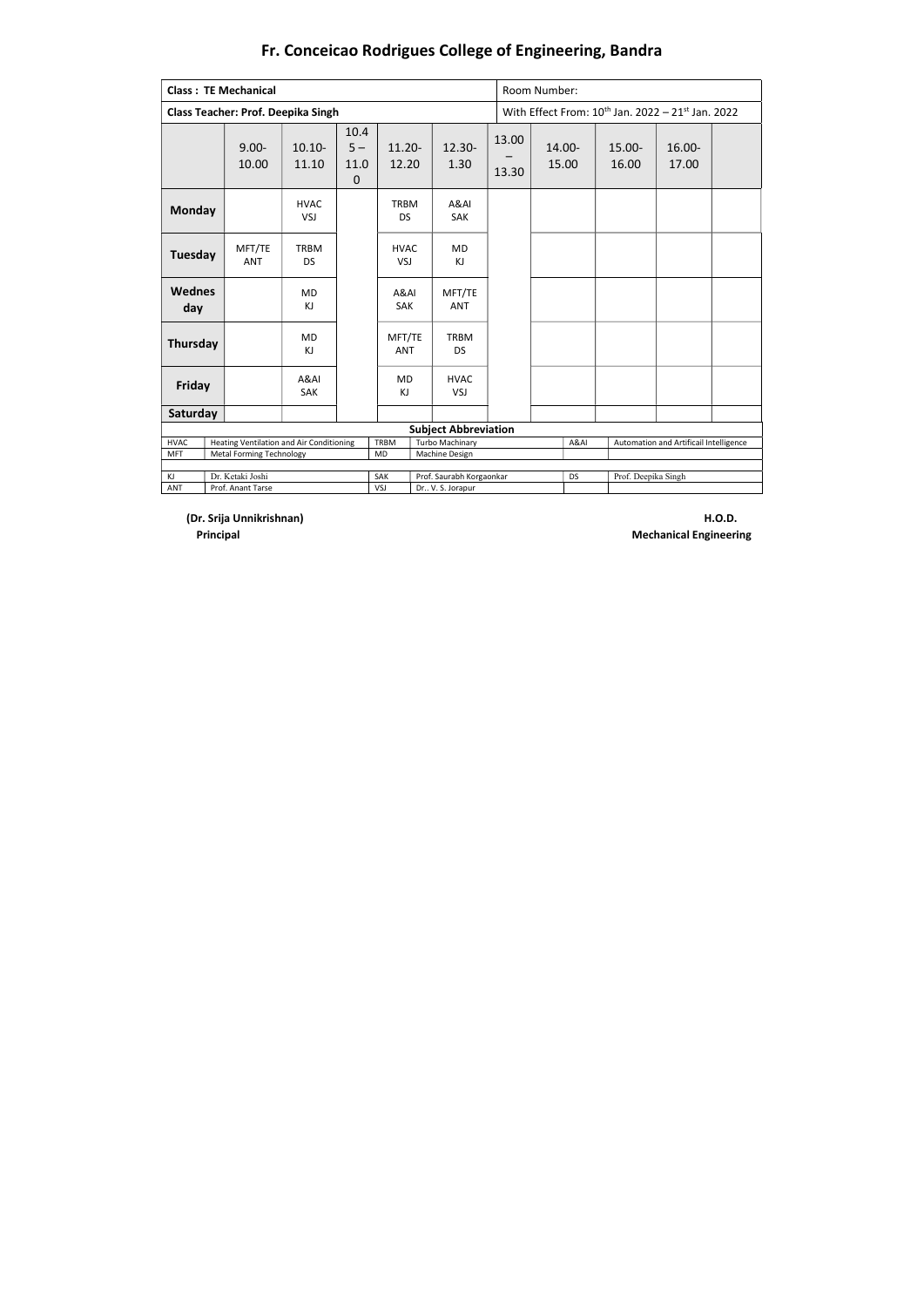# Fr. Conceicao Rodrigues College of Engineering, Bandra

| Class : TE Mechanical | | | | | | | Room Number: | | | |
|---|---|---|---|---|---|---|---|---|---|---|
| **Class Teacher: Prof. Deepika Singh** | | | | | | | With Effect From: 10th Jan. 2022 – 21st Jan. 2022 | | | |
| | 9.00-10.00 | 10.10-11.10 | 10.45 – 11.00 | 11.20-12.20 | 12.30-1.30 | 13.00 – 13.30 | 14.00-15.00 | 15.00-16.00 | 16.00-17.00 | |
| **Monday** | | HVAC VSJ | | TRBM DS | A&AI SAK | | | | | |
| **Tuesday** | MFT/TE ANT | TRBM DS | | HVAC VSJ | MD KJ | | | | | |
| **Wednesday** | | MD KJ | | A&AI SAK | MFT/TE ANT | | | | | |
| **Thursday** | | MD KJ | | MFT/TE ANT | TRBM DS | | | | | |
| **Friday** | | A&AI SAK | | MD KJ | HVAC VSJ | | | | | |
| **Saturday** | | | | | | | | | | |

**Subject Abbreviation**

| | | | | | |
|---|---|---|---|---|---|
| HVAC | Heating Ventilation and Air Conditioning | TRBM | Turbo Machinary | A&AI | Automation and Artificail Intelligence |
| MFT | Metal Forming Technology | MD | Machine Design | | |
| KJ | Dr. Ketaki Joshi | SAK | Prof. Saurabh Korgaonkar | DS | Prof. Deepika Singh |
| ANT | Prof. Anant Tarse | VSJ | Dr.. V. S. Jorapur | | |

**(Dr. Srija Unnikrishnan)**
**Principal**

**H.O.D.**
**Mechanical Engineering**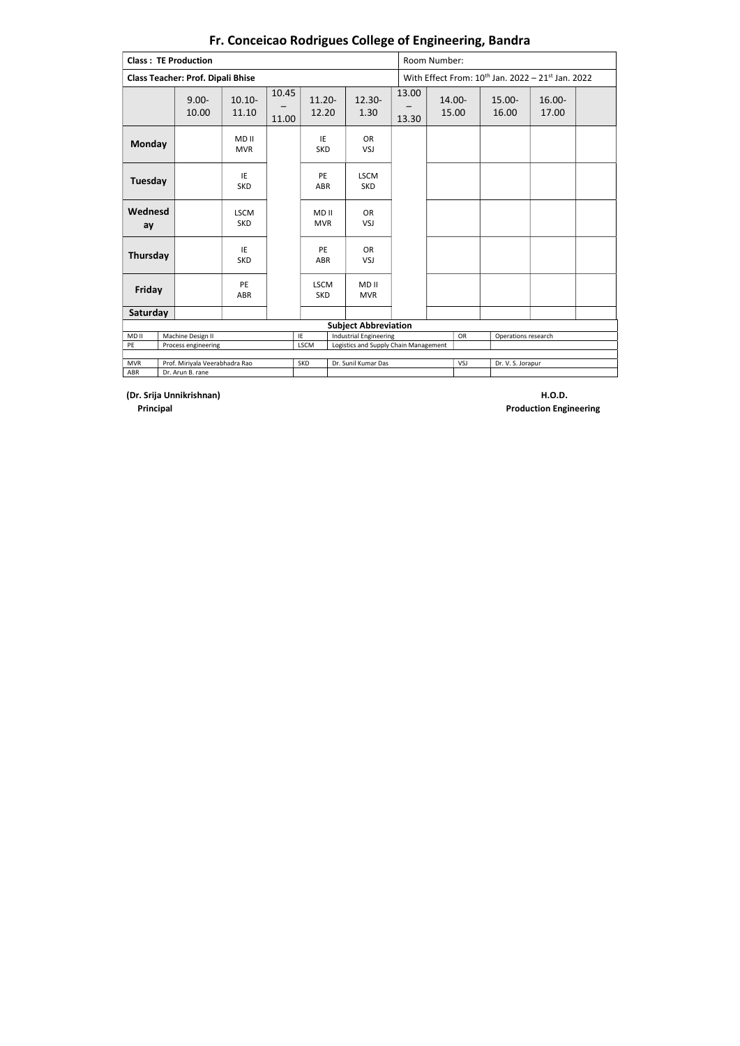# Fr. Conceicao Rodrigues College of Engineering, Bandra

| Class : TE Production | | | | | | Room Number: | | | | |
|---|---|---|---|---|---|---|---|---|---|---|
| **Class Teacher: Prof. Dipali Bhise** | | | | | | With Effect From: 10th Jan. 2022 – 21st Jan. 2022 | | | | |
| | 9.00-10.00 | 10.10-11.10 | 10.45 – 11.00 | 11.20-12.20 | 12.30-1.30 | 13.00 – 13.30 | 14.00-15.00 | 15.00-16.00 | 16.00-17.00 | |
| **Monday** | | MD II MVR | | IE SKD | OR VSJ | | | | | |
| **Tuesday** | | IE SKD | | PE ABR | LSCM SKD | | | | | |
| **Wednesday** | | LSCM SKD | | MD II MVR | OR VSJ | | | | | |
| **Thursday** | | IE SKD | | PE ABR | OR VSJ | | | | | |
| **Friday** | | PE ABR | | LSCM SKD | MD II MVR | | | | | |
| **Saturday** | | | | | | | | | | |

**Subject Abbreviation**

| | | | | | |
|---|---|---|---|---|---|
| MD II | Machine Design II | IE | Industrial Engineering | OR | Operations research |
| PE | Process engineering | LSCM | Logistics and Supply Chain Management | | |
| MVR | Prof. Miriyala Veerabhadra Rao | SKD | Dr. Sunil Kumar Das | VSJ | Dr. V. S. Jorapur |
| ABR | Dr. Arun B. rane | | | | |

**(Dr. Srija Unnikrishnan)**
**Principal**

**H.O.D.**
**Production Engineering**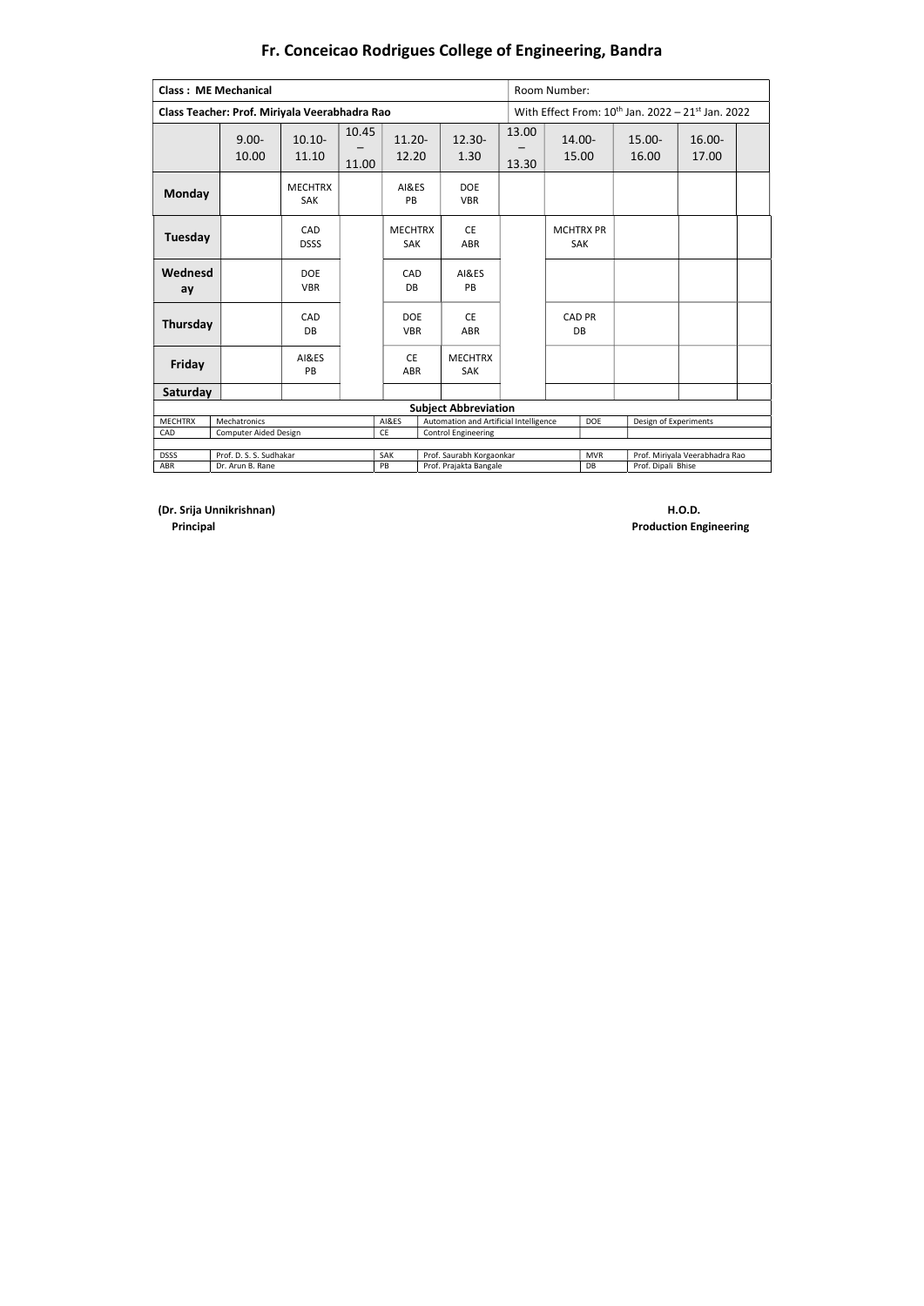# Fr. Conceicao Rodrigues College of Engineering, Bandra

| Class : ME Mechanical | | | | | | Room Number: | | | | |
|---|---|---|---|---|---|---|---|---|---|---|
| **Class Teacher: Prof. Miriyala Veerabhadra Rao** | | | | | | With Effect From: 10th Jan. 2022 – 21st Jan. 2022 | | | | |
| | 9.00-10.00 | 10.10-11.10 | 10.45 – 11.00 | 11.20-12.20 | 12.30-1.30 | 13.00 – 13.30 | 14.00-15.00 | 15.00-16.00 | 16.00-17.00 | |
| **Monday** | | MECHTRX SAK | | AI&ES PB | DOE VBR | | | | | |
| **Tuesday** | | CAD DSSS | | MECHTRX SAK | CE ABR | | MCHTRX PR SAK | | | |
| **Wednesday** | | DOE VBR | | CAD DB | AI&ES PB | | | | | |
| **Thursday** | | CAD DB | | DOE VBR | CE ABR | | CAD PR DB | | | |
| **Friday** | | AI&ES PB | | CE ABR | MECHTRX SAK | | | | | |
| **Saturday** | | | | | | | | | | |

**Subject Abbreviation**

| | | | | | |
|---|---|---|---|---|---|
| MECHTRX | Mechatronics | AI&ES | Automation and Artificial Intelligence | DOE | Design of Experiments |
| CAD | Computer Aided Design | CE | Control Engineering | | |
| DSSS | Prof. D. S. S. Sudhakar | SAK | Prof. Saurabh Korgaonkar | MVR | Prof. Miriyala Veerabhadra Rao |
| ABR | Dr. Arun B. Rane | PB | Prof. Prajakta Bangale | DB | Prof. Dipali Bhise |

**(Dr. Srija Unnikrishnan)**
**Principal**

**H.O.D.**
**Production Engineering**